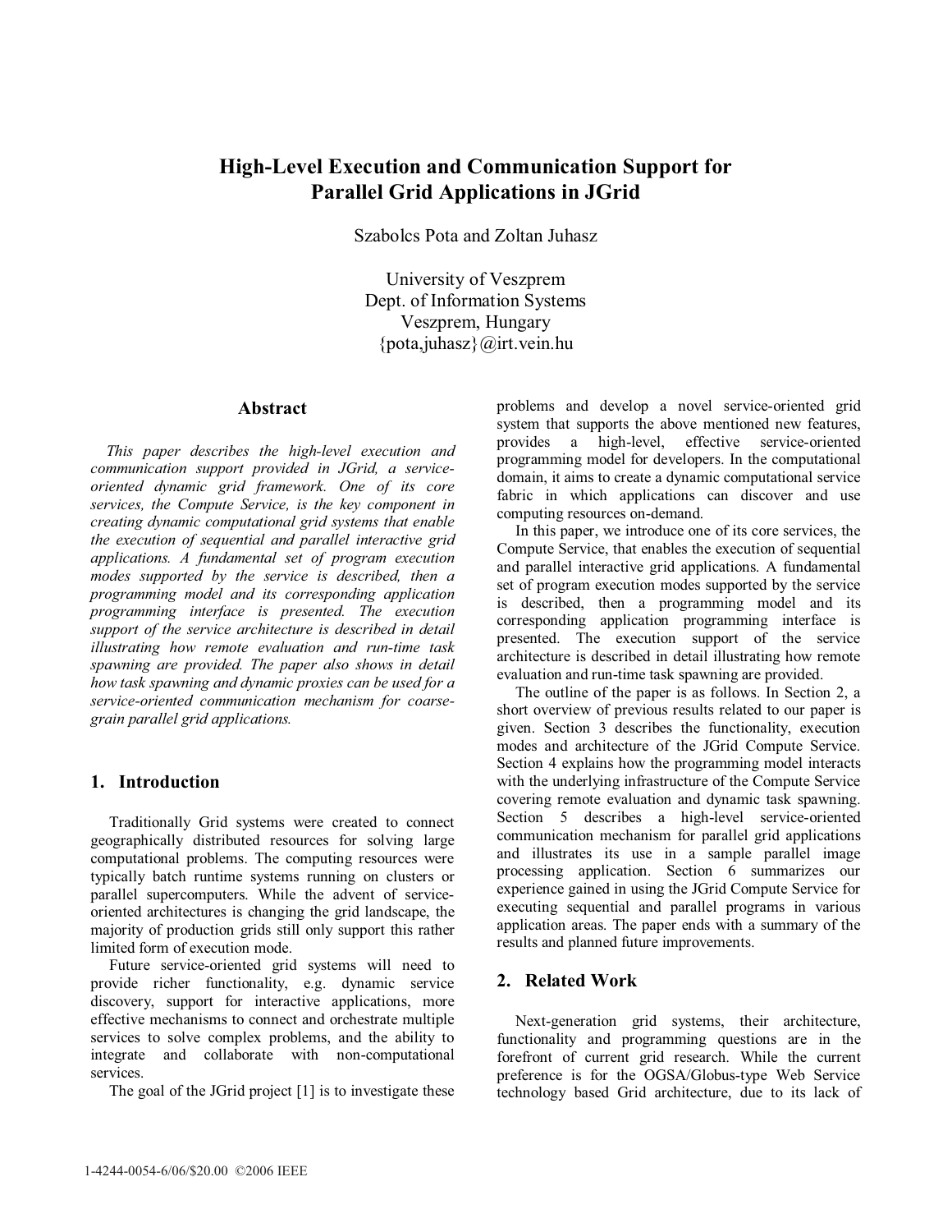# High-Level Execution and Communication Support for Parallel Grid Applications in JGrid

Szabolcs Pota and Zoltan Juhasz

University of Veszprem
Dept. of Information Systems
Veszprem, Hungary
{pota,juhasz}@irt.vein.hu

## Abstract

*This paper describes the high-level execution and communication support provided in JGrid, a service-oriented dynamic grid framework. One of its core services, the Compute Service, is the key component in creating dynamic computational grid systems that enable the execution of sequential and parallel interactive grid applications. A fundamental set of program execution modes supported by the service is described, then a programming model and its corresponding application programming interface is presented. The execution support of the service architecture is described in detail illustrating how remote evaluation and run-time task spawning are provided. The paper also shows in detail how task spawning and dynamic proxies can be used for a service-oriented communication mechanism for coarse-grain parallel grid applications.*

## 1. Introduction

Traditionally Grid systems were created to connect geographically distributed resources for solving large computational problems. The computing resources were typically batch runtime systems running on clusters or parallel supercomputers. While the advent of service-oriented architectures is changing the grid landscape, the majority of production grids still only support this rather limited form of execution mode.

Future service-oriented grid systems will need to provide richer functionality, e.g. dynamic service discovery, support for interactive applications, more effective mechanisms to connect and orchestrate multiple services to solve complex problems, and the ability to integrate and collaborate with non-computational services.

The goal of the JGrid project [1] is to investigate these problems and develop a novel service-oriented grid system that supports the above mentioned new features, provides a high-level, effective service-oriented programming model for developers. In the computational domain, it aims to create a dynamic computational service fabric in which applications can discover and use computing resources on-demand.

In this paper, we introduce one of its core services, the Compute Service, that enables the execution of sequential and parallel interactive grid applications. A fundamental set of program execution modes supported by the service is described, then a programming model and its corresponding application programming interface is presented. The execution support of the service architecture is described in detail illustrating how remote evaluation and run-time task spawning are provided.

The outline of the paper is as follows. In Section 2, a short overview of previous results related to our paper is given. Section 3 describes the functionality, execution modes and architecture of the JGrid Compute Service. Section 4 explains how the programming model interacts with the underlying infrastructure of the Compute Service covering remote evaluation and dynamic task spawning. Section 5 describes a high-level service-oriented communication mechanism for parallel grid applications and illustrates its use in a sample parallel image processing application. Section 6 summarizes our experience gained in using the JGrid Compute Service for executing sequential and parallel programs in various application areas. The paper ends with a summary of the results and planned future improvements.

## 2. Related Work

Next-generation grid systems, their architecture, functionality and programming questions are in the forefront of current grid research. While the current preference is for the OGSA/Globus-type Web Service technology based Grid architecture, due to its lack of

1-4244-0054-6/06/$20.00 ©2006 IEEE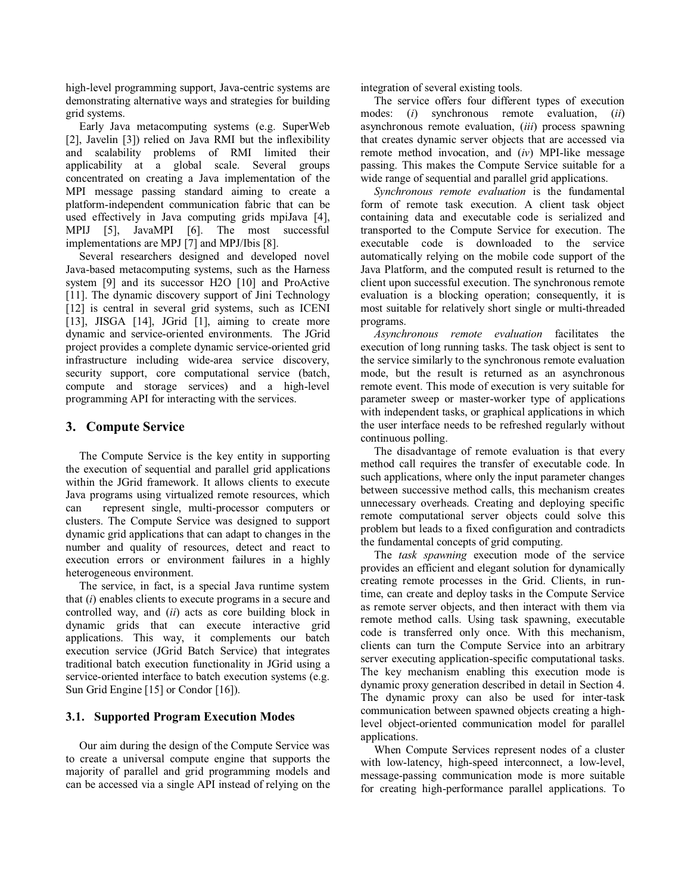high-level programming support, Java-centric systems are demonstrating alternative ways and strategies for building grid systems.

Early Java metacomputing systems (e.g. SuperWeb [2], Javelin [3]) relied on Java RMI but the inflexibility and scalability problems of RMI limited their applicability at a global scale. Several groups concentrated on creating a Java implementation of the MPI message passing standard aiming to create a platform-independent communication fabric that can be used effectively in Java computing grids mpiJava [4], MPIJ [5], JavaMPI [6]. The most successful implementations are MPJ [7] and MPJ/Ibis [8].

Several researchers designed and developed novel Java-based metacomputing systems, such as the Harness system [9] and its successor H2O [10] and ProActive [11]. The dynamic discovery support of Jini Technology [12] is central in several grid systems, such as ICENI [13], JISGA [14], JGrid [1], aiming to create more dynamic and service-oriented environments. The JGrid project provides a complete dynamic service-oriented grid infrastructure including wide-area service discovery, security support, core computational service (batch, compute and storage services) and a high-level programming API for interacting with the services.

## 3. Compute Service

The Compute Service is the key entity in supporting the execution of sequential and parallel grid applications within the JGrid framework. It allows clients to execute Java programs using virtualized remote resources, which can represent single, multi-processor computers or clusters. The Compute Service was designed to support dynamic grid applications that can adapt to changes in the number and quality of resources, detect and react to execution errors or environment failures in a highly heterogeneous environment.

The service, in fact, is a special Java runtime system that (*i*) enables clients to execute programs in a secure and controlled way, and (*ii*) acts as core building block in dynamic grids that can execute interactive grid applications. This way, it complements our batch execution service (JGrid Batch Service) that integrates traditional batch execution functionality in JGrid using a service-oriented interface to batch execution systems (e.g. Sun Grid Engine [15] or Condor [16]).

### 3.1. Supported Program Execution Modes

Our aim during the design of the Compute Service was to create a universal compute engine that supports the majority of parallel and grid programming models and can be accessed via a single API instead of relying on the integration of several existing tools.

The service offers four different types of execution modes: (*i*) synchronous remote evaluation, (*ii*) asynchronous remote evaluation, (*iii*) process spawning that creates dynamic server objects that are accessed via remote method invocation, and (*iv*) MPI-like message passing. This makes the Compute Service suitable for a wide range of sequential and parallel grid applications.

*Synchronous remote evaluation* is the fundamental form of remote task execution. A client task object containing data and executable code is serialized and transported to the Compute Service for execution. The executable code is downloaded to the service automatically relying on the mobile code support of the Java Platform, and the computed result is returned to the client upon successful execution. The synchronous remote evaluation is a blocking operation; consequently, it is most suitable for relatively short single or multi-threaded programs.

*Asynchronous remote evaluation* facilitates the execution of long running tasks. The task object is sent to the service similarly to the synchronous remote evaluation mode, but the result is returned as an asynchronous remote event. This mode of execution is very suitable for parameter sweep or master-worker type of applications with independent tasks, or graphical applications in which the user interface needs to be refreshed regularly without continuous polling.

The disadvantage of remote evaluation is that every method call requires the transfer of executable code. In such applications, where only the input parameter changes between successive method calls, this mechanism creates unnecessary overheads. Creating and deploying specific remote computational server objects could solve this problem but leads to a fixed configuration and contradicts the fundamental concepts of grid computing.

The *task spawning* execution mode of the service provides an efficient and elegant solution for dynamically creating remote processes in the Grid. Clients, in run-time, can create and deploy tasks in the Compute Service as remote server objects, and then interact with them via remote method calls. Using task spawning, executable code is transferred only once. With this mechanism, clients can turn the Compute Service into an arbitrary server executing application-specific computational tasks. The key mechanism enabling this execution mode is dynamic proxy generation described in detail in Section 4. The dynamic proxy can also be used for inter-task communication between spawned objects creating a high-level object-oriented communication model for parallel applications.

When Compute Services represent nodes of a cluster with low-latency, high-speed interconnect, a low-level, message-passing communication mode is more suitable for creating high-performance parallel applications. To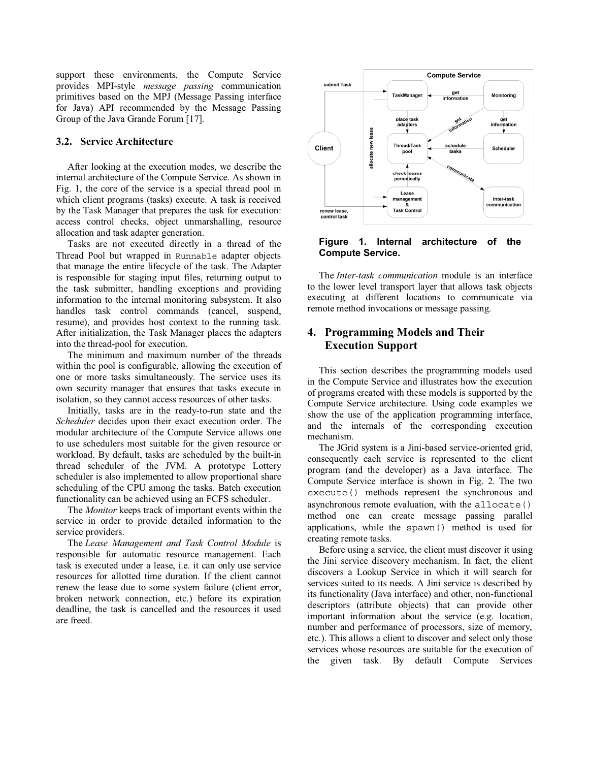support these environments, the Compute Service provides MPI-style *message passing* communication primitives based on the MPJ (Message Passing interface for Java) API recommended by the Message Passing Group of the Java Grande Forum [17].

### 3.2. Service Architecture

After looking at the execution modes, we describe the internal architecture of the Compute Service. As shown in Fig. 1, the core of the service is a special thread pool in which client programs (tasks) execute. A task is received by the Task Manager that prepares the task for execution: access control checks, object unmarshalling, resource allocation and task adapter generation.

Tasks are not executed directly in a thread of the Thread Pool but wrapped in `Runnable` adapter objects that manage the entire lifecycle of the task. The Adapter is responsible for staging input files, returning output to the task submitter, handling exceptions and providing information to the internal monitoring subsystem. It also handles task control commands (cancel, suspend, resume), and provides host context to the running task. After initialization, the Task Manager places the adapters into the thread-pool for execution.

The minimum and maximum number of the threads within the pool is configurable, allowing the execution of one or more tasks simultaneously. The service uses its own security manager that ensures that tasks execute in isolation, so they cannot access resources of other tasks.

Initially, tasks are in the ready-to-run state and the *Scheduler* decides upon their exact execution order. The modular architecture of the Compute Service allows one to use schedulers most suitable for the given resource or workload. By default, tasks are scheduled by the built-in thread scheduler of the JVM. A prototype Lottery scheduler is also implemented to allow proportional share scheduling of the CPU among the tasks. Batch execution functionality can be achieved using an FCFS scheduler.

The *Monitor* keeps track of important events within the service in order to provide detailed information to the service providers.

The *Lease Management and Task Control Module* is responsible for automatic resource management. Each task is executed under a lease, i.e. it can only use service resources for allotted time duration. If the client cannot renew the lease due to some system failure (client error, broken network connection, etc.) before its expiration deadline, the task is cancelled and the resources it used are freed.

Compute Service
submit Task
Client
TaskManager
get information
Monitoring
allocate new lease
place task adapters
get information
get information
Thread/Task pool
schedule tasks
Scheduler
check leases periodically
communicate
Lease management & Task Control
Inter-task communication
renew lease, control task

**Figure 1. Internal architecture of the Compute Service.**

The *Inter-task communication* module is an interface to the lower level transport layer that allows task objects executing at different locations to communicate via remote method invocations or message passing.

## 4. Programming Models and Their Execution Support

This section describes the programming models used in the Compute Service and illustrates how the execution of programs created with these models is supported by the Compute Service architecture. Using code examples we show the use of the application programming interface, and the internals of the corresponding execution mechanism.

The JGrid system is a Jini-based service-oriented grid, consequently each service is represented to the client program (and the developer) as a Java interface. The Compute Service interface is shown in Fig. 2. The two `execute()` methods represent the synchronous and asynchronous remote evaluation, with the `allocate()` method one can create message passing parallel applications, while the `spawn()` method is used for creating remote tasks.

Before using a service, the client must discover it using the Jini service discovery mechanism. In fact, the client discovers a Lookup Service in which it will search for services suited to its needs. A Jini service is described by its functionality (Java interface) and other, non-functional descriptors (attribute objects) that can provide other important information about the service (e.g. location, number and performance of processors, size of memory, etc.). This allows a client to discover and select only those services whose resources are suitable for the execution of the given task. By default Compute Services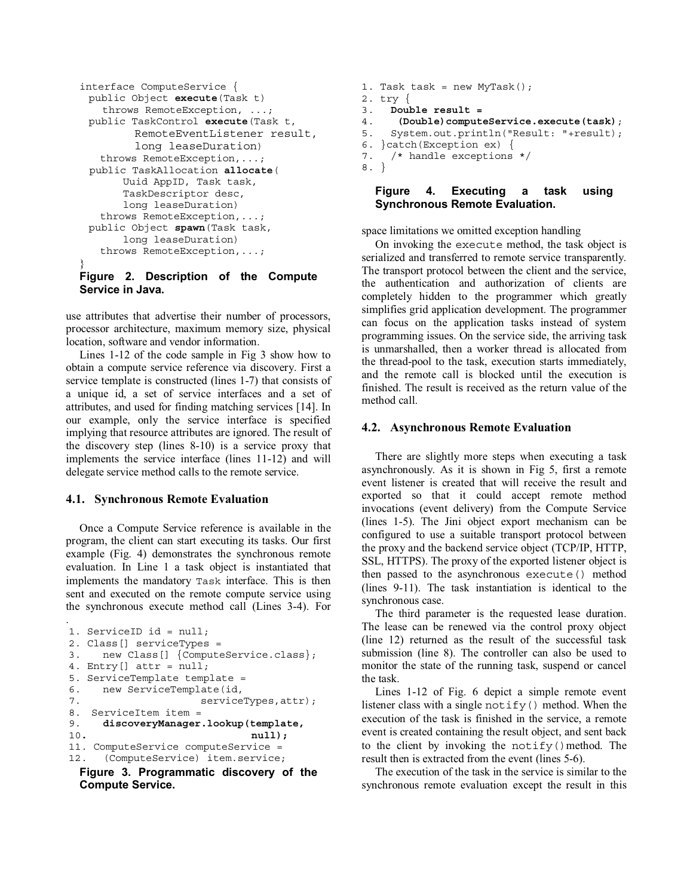```
interface ComputeService {
  public Object execute(Task t)
    throws RemoteException, ...;
  public TaskControl execute(Task t,
        RemoteEventListener result,
        long leaseDuration)
    throws RemoteException,...;
  public TaskAllocation allocate(
        Uuid AppID, Task task,
        TaskDescriptor desc,
        long leaseDuration)
    throws RemoteException,...;
  public Object spawn(Task task,
        long leaseDuration)
    throws RemoteException,...;
}
```

**Figure 2. Description of the Compute Service in Java.**

use attributes that advertise their number of processors, processor architecture, maximum memory size, physical location, software and vendor information.

Lines 1-12 of the code sample in Fig 3 show how to obtain a compute service reference via discovery. First a service template is constructed (lines 1-7) that consists of a unique id, a set of service interfaces and a set of attributes, and used for finding matching services [14]. In our example, only the service interface is specified implying that resource attributes are ignored. The result of the discovery step (lines 8-10) is a service proxy that implements the service interface (lines 11-12) and will delegate service method calls to the remote service.

### 4.1. Synchronous Remote Evaluation

Once a Compute Service reference is available in the program, the client can start executing its tasks. Our first example (Fig. 4) demonstrates the synchronous remote evaluation. In Line 1 a task object is instantiated that implements the mandatory `Task` interface. This is then sent and executed on the remote compute service using the synchronous execute method call (Lines 3-4). For space limitations we omitted exception handling

```
1. ServiceID id = null;
2. Class[] serviceTypes =
3.    new Class[] {ComputeService.class};
4. Entry[] attr = null;
5. ServiceTemplate template =
6.    new ServiceTemplate(id,
7.                     serviceTypes,attr);
8.  ServiceItem item =
9.    discoveryManager.lookup(template,
10.                            null);
11. ComputeService computeService =
12.   (ComputeService) item.service;
```

**Figure 3. Programmatic discovery of the Compute Service.**

```
1. Task task = new MyTask();
2. try {
3.   Double result =
4.     (Double)computeService.execute(task);
5.   System.out.println("Result: "+result);
6. }catch(Exception ex) {
7.   /* handle exceptions */
8. }
```

**Figure 4. Executing a task using Synchronous Remote Evaluation.**

On invoking the `execute` method, the task object is serialized and transferred to remote service transparently. The transport protocol between the client and the service, the authentication and authorization of clients are completely hidden to the programmer which greatly simplifies grid application development. The programmer can focus on the application tasks instead of system programming issues. On the service side, the arriving task is unmarshalled, then a worker thread is allocated from the thread-pool to the task, execution starts immediately, and the remote call is blocked until the execution is finished. The result is received as the return value of the method call.

### 4.2. Asynchronous Remote Evaluation

There are slightly more steps when executing a task asynchronously. As it is shown in Fig 5, first a remote event listener is created that will receive the result and exported so that it could accept remote method invocations (event delivery) from the Compute Service (lines 1-5). The Jini object export mechanism can be configured to use a suitable transport protocol between the proxy and the backend service object (TCP/IP, HTTP, SSL, HTTPS). The proxy of the exported listener object is then passed to the asynchronous `execute()` method (lines 9-11). The task instantiation is identical to the synchronous case.

The third parameter is the requested lease duration. The lease can be renewed via the control proxy object (line 12) returned as the result of the successful task submission (line 8). The controller can also be used to monitor the state of the running task, suspend or cancel the task.

Lines 1-12 of Fig. 6 depict a simple remote event listener class with a single `notify()` method. When the execution of the task is finished in the service, a remote event is created containing the result object, and sent back to the client by invoking the `notify()` method. The result then is extracted from the event (lines 5-6).

The execution of the task in the service is similar to the synchronous remote evaluation except the result in this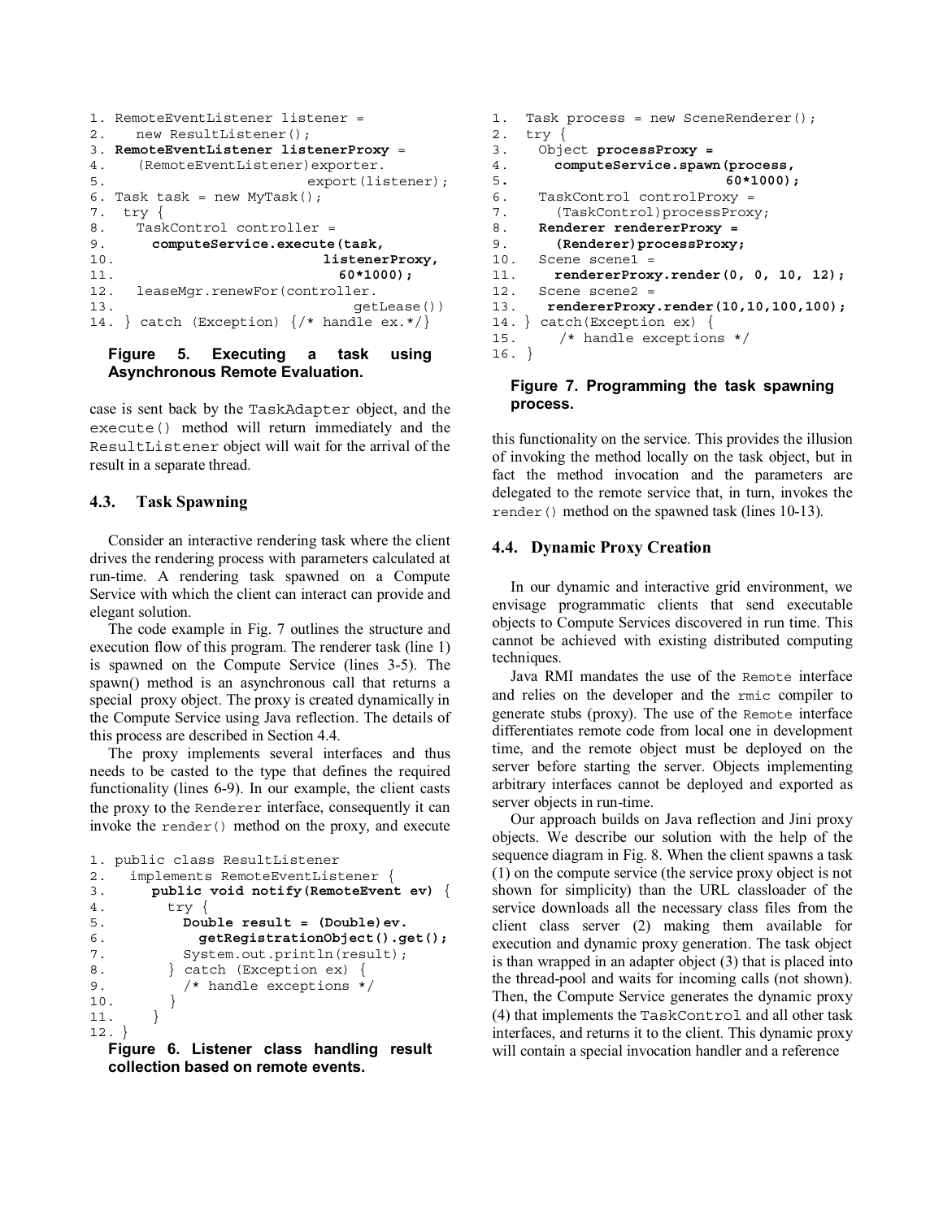```
1. RemoteEventListener listener =
2.    new ResultListener();
3. RemoteEventListener listenerProxy =
4.    (RemoteEventListener)exporter.
5.                          export(listener);
6. Task task = new MyTask();
7.  try {
8.    TaskControl controller =
9.      computeService.execute(task,
10.                            listenerProxy,
11.                              60*1000);
12.   leaseMgr.renewFor(controller.
13.                              getLease())
14. } catch (Exception) {/* handle ex.*/}
```

**Figure 5. Executing a task using Asynchronous Remote Evaluation.**

case is sent back by the `TaskAdapter` object, and the `execute()` method will return immediately and the `ResultListener` object will wait for the arrival of the result in a separate thread.

### 4.3. Task Spawning

Consider an interactive rendering task where the client drives the rendering process with parameters calculated at run-time. A rendering task spawned on a Compute Service with which the client can interact can provide and elegant solution.

The code example in Fig. 7 outlines the structure and execution flow of this program. The renderer task (line 1) is spawned on the Compute Service (lines 3-5). The spawn() method is an asynchronous call that returns a special proxy object. The proxy is created dynamically in the Compute Service using Java reflection. The details of this process are described in Section 4.4.

The proxy implements several interfaces and thus needs to be casted to the type that defines the required functionality (lines 6-9). In our example, the client casts the proxy to the `Renderer` interface, consequently it can invoke the `render()` method on the proxy, and execute

```
1. public class ResultListener
2.   implements RemoteEventListener {
3.      public void notify(RemoteEvent ev) {
4.        try {
5.          Double result = (Double)ev.
6.            getRegistrationObject().get();
7.          System.out.println(result);
8.        } catch (Exception ex) {
9.          /* handle exceptions */
10.       }
11.     }
12. }
```

**Figure 6. Listener class handling result collection based on remote events.**

```
1.  Task process = new SceneRenderer();
2.  try {
3.    Object processProxy =
4.      computeService.spawn(process,
5.                           60*1000);
6.    TaskControl controlProxy =
7.      (TaskControl)processProxy;
8.    Renderer rendererProxy =
9.      (Renderer)processProxy;
10.   Scene scene1 =
11.     rendererProxy.render(0, 0, 10, 12);
12.   Scene scene2 =
13.    rendererProxy.render(10,10,100,100);
14. } catch(Exception ex) {
15.     /* handle exceptions */
16. }
```

**Figure 7. Programming the task spawning process.**

this functionality on the service. This provides the illusion of invoking the method locally on the task object, but in fact the method invocation and the parameters are delegated to the remote service that, in turn, invokes the `render()` method on the spawned task (lines 10-13).

### 4.4. Dynamic Proxy Creation

In our dynamic and interactive grid environment, we envisage programmatic clients that send executable objects to Compute Services discovered in run time. This cannot be achieved with existing distributed computing techniques.

Java RMI mandates the use of the `Remote` interface and relies on the developer and the `rmic` compiler to generate stubs (proxy). The use of the `Remote` interface differentiates remote code from local one in development time, and the remote object must be deployed on the server before starting the server. Objects implementing arbitrary interfaces cannot be deployed and exported as server objects in run-time.

Our approach builds on Java reflection and Jini proxy objects. We describe our solution with the help of the sequence diagram in Fig. 8. When the client spawns a task (1) on the compute service (the service proxy object is not shown for simplicity) than the URL classloader of the service downloads all the necessary class files from the client class server (2) making them available for execution and dynamic proxy generation. The task object is than wrapped in an adapter object (3) that is placed into the thread-pool and waits for incoming calls (not shown). Then, the Compute Service generates the dynamic proxy (4) that implements the `TaskControl` and all other task interfaces, and returns it to the client. This dynamic proxy will contain a special invocation handler and a reference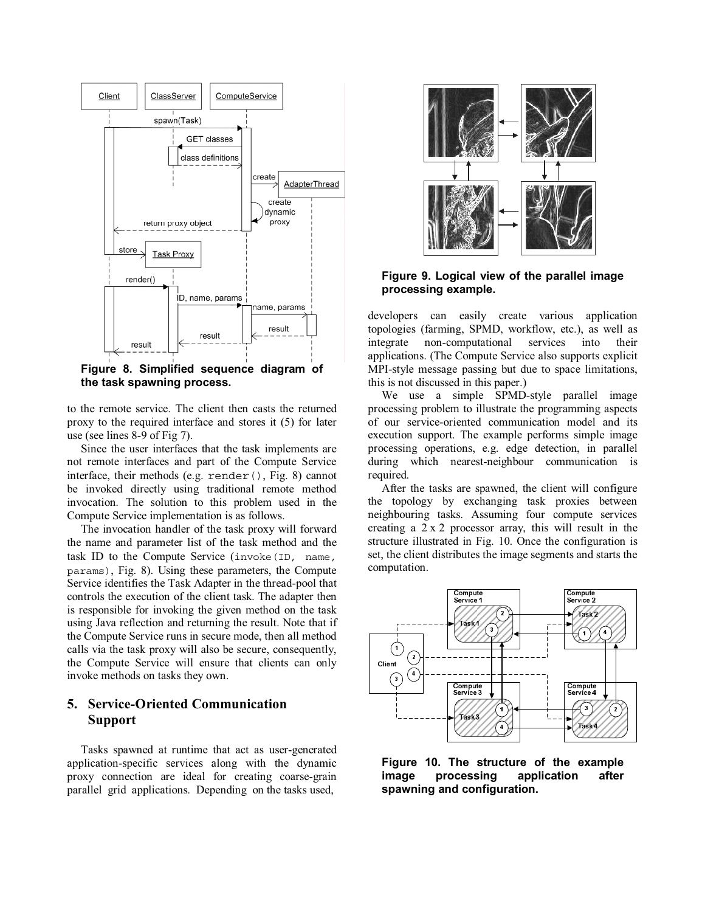Figure 8. Simplified sequence diagram of the task spawning process.

to the remote service. The client then casts the returned proxy to the required interface and stores it (5) for later use (see lines 8-9 of Fig 7).

Since the user interfaces that the task implements are not remote interfaces and part of the Compute Service interface, their methods (e.g. `render()`, Fig. 8) cannot be invoked directly using traditional remote method invocation. The solution to this problem used in the Compute Service implementation is as follows.

The invocation handler of the task proxy will forward the name and parameter list of the task method and the task ID to the Compute Service (`invoke(ID, name, params)`, Fig. 8). Using these parameters, the Compute Service identifies the Task Adapter in the thread-pool that controls the execution of the client task. The adapter then is responsible for invoking the given method on the task using Java reflection and returning the result. Note that if the Compute Service runs in secure mode, then all method calls via the task proxy will also be secure, consequently, the Compute Service will ensure that clients can only invoke methods on tasks they own.

## 5. Service-Oriented Communication Support

Tasks spawned at runtime that act as user-generated application-specific services along with the dynamic proxy connection are ideal for creating coarse-grain parallel grid applications. Depending on the tasks used, developers can easily create various application topologies (farming, SPMD, workflow, etc.), as well as integrate non-computational services into their applications. (The Compute Service also supports explicit MPI-style message passing but due to space limitations, this is not discussed in this paper.)

Figure 9. Logical view of the parallel image processing example.

We use a simple SPMD-style parallel image processing problem to illustrate the programming aspects of our service-oriented communication model and its execution support. The example performs simple image processing operations, e.g. edge detection, in parallel during which nearest-neighbour communication is required.

After the tasks are spawned, the client will configure the topology by exchanging task proxies between neighbouring tasks. Assuming four compute services creating a 2 x 2 processor array, this will result in the structure illustrated in Fig. 10. Once the configuration is set, the client distributes the image segments and starts the computation.

Figure 10. The structure of the example image processing application after spawning and configuration.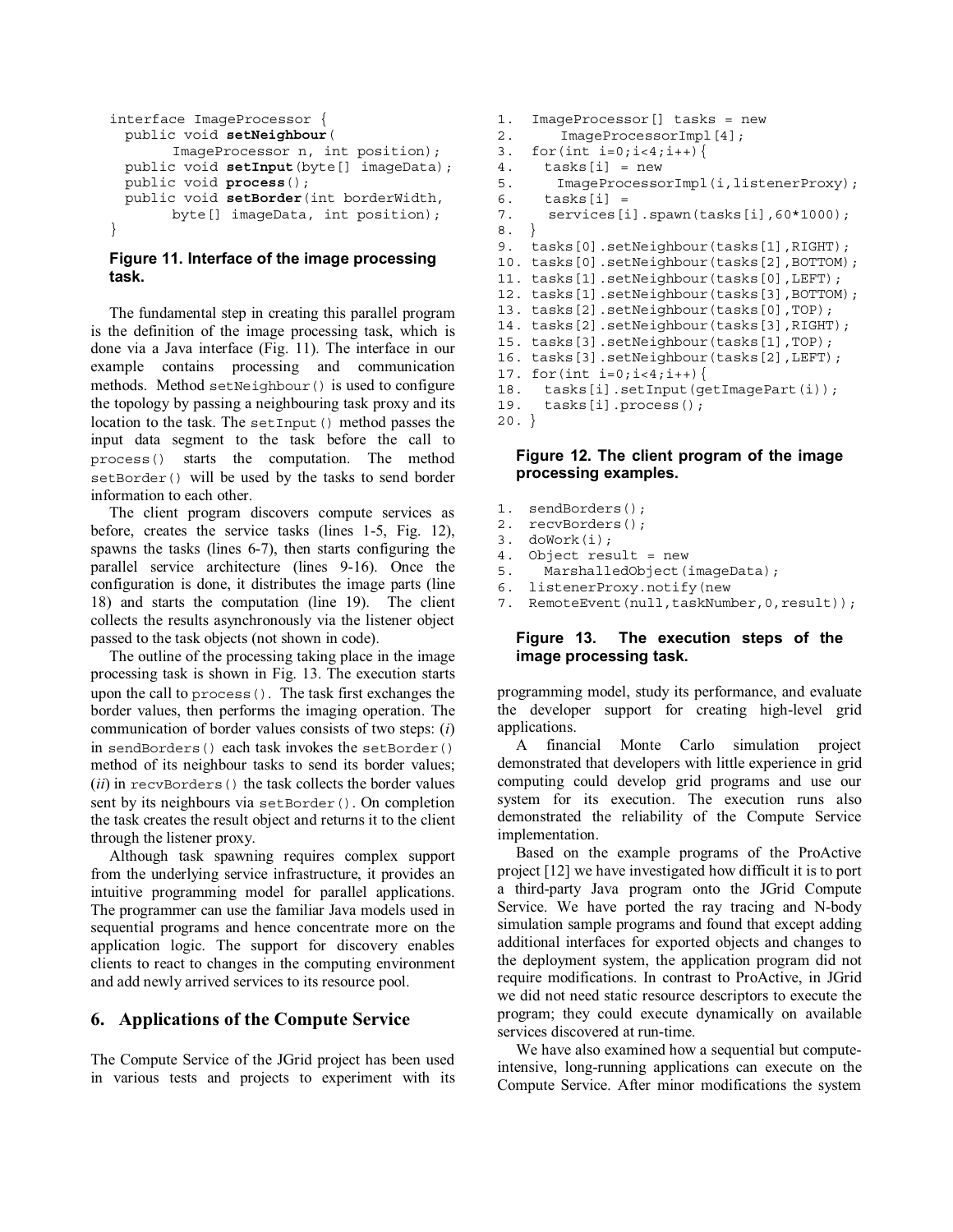```
interface ImageProcessor {
  public void setNeighbour(
        ImageProcessor n, int position);
  public void setInput(byte[] imageData);
  public void process();
  public void setBorder(int borderWidth,
        byte[] imageData, int position);
}
```

**Figure 11. Interface of the image processing task.**

The fundamental step in creating this parallel program is the definition of the image processing task, which is done via a Java interface (Fig. 11). The interface in our example contains processing and communication methods. Method `setNeighbour()` is used to configure the topology by passing a neighbouring task proxy and its location to the task. The `setInput()` method passes the input data segment to the task before the call to `process()` starts the computation. The method `setBorder()` will be used by the tasks to send border information to each other.

The client program discovers compute services as before, creates the service tasks (lines 1-5, Fig. 12), spawns the tasks (lines 6-7), then starts configuring the parallel service architecture (lines 9-16). Once the configuration is done, it distributes the image parts (line 18) and starts the computation (line 19). The client collects the results asynchronously via the listener object passed to the task objects (not shown in code).

The outline of the processing taking place in the image processing task is shown in Fig. 13. The execution starts upon the call to `process()`. The task first exchanges the border values, then performs the imaging operation. The communication of border values consists of two steps: (*i*) in `sendBorders()` each task invokes the `setBorder()` method of its neighbour tasks to send its border values; (*ii*) in `recvBorders()` the task collects the border values sent by its neighbours via `setBorder()`. On completion the task creates the result object and returns it to the client through the listener proxy.

Although task spawning requires complex support from the underlying service infrastructure, it provides an intuitive programming model for parallel applications. The programmer can use the familiar Java models used in sequential programs and hence concentrate more on the application logic. The support for discovery enables clients to react to changes in the computing environment and add newly arrived services to its resource pool.

```
1.  ImageProcessor[] tasks = new
2.      ImageProcessorImpl[4];
3.  for(int i=0;i<4;i++){
4.    tasks[i] = new
5.      ImageProcessorImpl(i,listenerProxy);
6.    tasks[i] =
7.     services[i].spawn(tasks[i],60*1000);
8.  }
9.  tasks[0].setNeighbour(tasks[1],RIGHT);
10. tasks[0].setNeighbour(tasks[2],BOTTOM);
11. tasks[1].setNeighbour(tasks[0],LEFT);
12. tasks[1].setNeighbour(tasks[3],BOTTOM);
13. tasks[2].setNeighbour(tasks[0],TOP);
14. tasks[2].setNeighbour(tasks[3],RIGHT);
15. tasks[3].setNeighbour(tasks[1],TOP);
16. tasks[3].setNeighbour(tasks[2],LEFT);
17. for(int i=0;i<4;i++){
18.   tasks[i].setInput(getImagePart(i));
19.   tasks[i].process();
20. }
```

**Figure 12. The client program of the image processing examples.**

```
1.  sendBorders();
2.  recvBorders();
3.  doWork(i);
4.  Object result = new
5.    MarshalledObject(imageData);
6.  listenerProxy.notify(new
7.  RemoteEvent(null,taskNumber,0,result));
```

**Figure 13. The execution steps of the image processing task.**

## 6. Applications of the Compute Service

The Compute Service of the JGrid project has been used in various tests and projects to experiment with its programming model, study its performance, and evaluate the developer support for creating high-level grid applications.

A financial Monte Carlo simulation project demonstrated that developers with little experience in grid computing could develop grid programs and use our system for its execution. The execution runs also demonstrated the reliability of the Compute Service implementation.

Based on the example programs of the ProActive project [12] we have investigated how difficult it is to port a third-party Java program onto the JGrid Compute Service. We have ported the ray tracing and N-body simulation sample programs and found that except adding additional interfaces for exported objects and changes to the deployment system, the application program did not require modifications. In contrast to ProActive, in JGrid we did not need static resource descriptors to execute the program; they could execute dynamically on available services discovered at run-time.

We have also examined how a sequential but compute-intensive, long-running applications can execute on the Compute Service. After minor modifications the system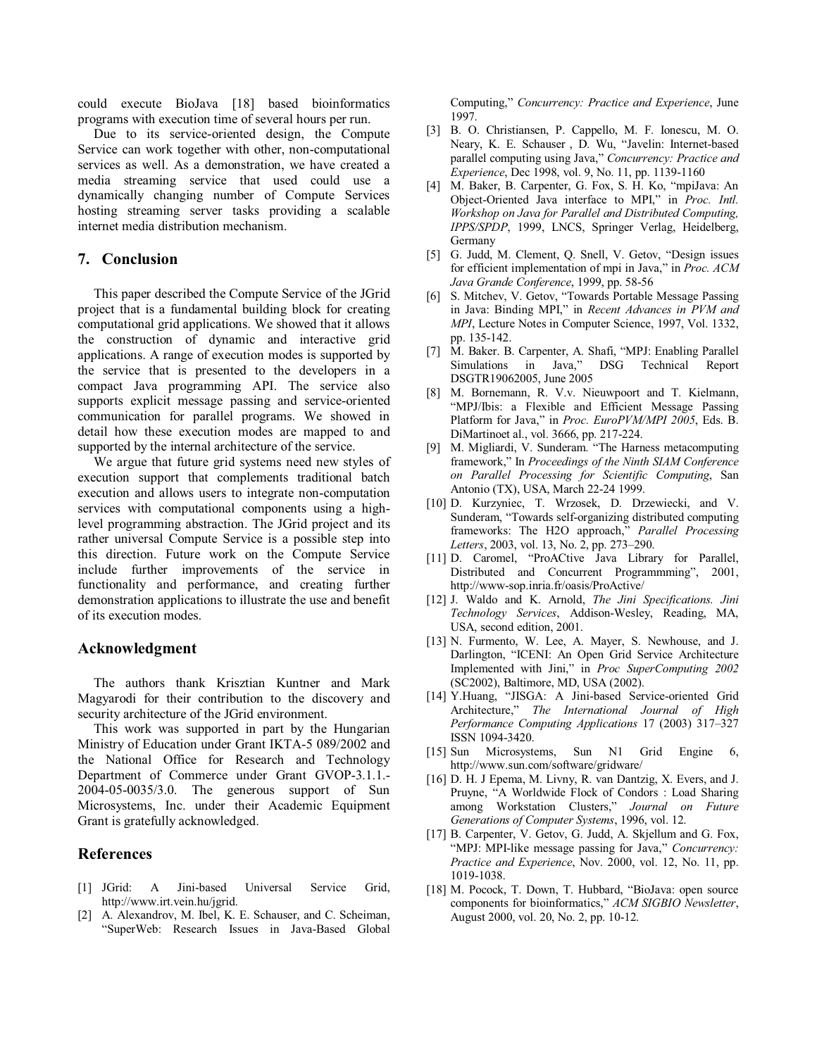could execute BioJava [18] based bioinformatics programs with execution time of several hours per run.

Due to its service-oriented design, the Compute Service can work together with other, non-computational services as well. As a demonstration, we have created a media streaming service that used could use a dynamically changing number of Compute Services hosting streaming server tasks providing a scalable internet media distribution mechanism.

## 7. Conclusion

This paper described the Compute Service of the JGrid project that is a fundamental building block for creating computational grid applications. We showed that it allows the construction of dynamic and interactive grid applications. A range of execution modes is supported by the service that is presented to the developers in a compact Java programming API. The service also supports explicit message passing and service-oriented communication for parallel programs. We showed in detail how these execution modes are mapped to and supported by the internal architecture of the service.

We argue that future grid systems need new styles of execution support that complements traditional batch execution and allows users to integrate non-computation services with computational components using a high-level programming abstraction. The JGrid project and its rather universal Compute Service is a possible step into this direction. Future work on the Compute Service include further improvements of the service in functionality and performance, and creating further demonstration applications to illustrate the use and benefit of its execution modes.

## Acknowledgment

The authors thank Krisztian Kuntner and Mark Magyarodi for their contribution to the discovery and security architecture of the JGrid environment.

This work was supported in part by the Hungarian Ministry of Education under Grant IKTA-5 089/2002 and the National Office for Research and Technology Department of Commerce under Grant GVOP-3.1.1.-2004-05-0035/3.0. The generous support of Sun Microsystems, Inc. under their Academic Equipment Grant is gratefully acknowledged.

## References

[1] JGrid: A Jini-based Universal Service Grid, http://www.irt.vein.hu/jgrid.

[2] A. Alexandrov, M. Ibel, K. E. Schauser, and C. Scheiman, "SuperWeb: Research Issues in Java-Based Global Computing," *Concurrency: Practice and Experience*, June 1997.

[3] B. O. Christiansen, P. Cappello, M. F. Ionescu, M. O. Neary, K. E. Schauser , D. Wu, "Javelin: Internet-based parallel computing using Java," *Concurrency: Practice and Experience*, Dec 1998, vol. 9, No. 11, pp. 1139-1160

[4] M. Baker, B. Carpenter, G. Fox, S. H. Ko, "mpiJava: An Object-Oriented Java interface to MPI," in *Proc. Intl. Workshop on Java for Parallel and Distributed Computing, IPPS/SPDP*, 1999, LNCS, Springer Verlag, Heidelberg, Germany

[5] G. Judd, M. Clement, Q. Snell, V. Getov, "Design issues for efficient implementation of mpi in Java," in *Proc. ACM Java Grande Conference*, 1999, pp. 58-56

[6] S. Mitchev, V. Getov, "Towards Portable Message Passing in Java: Binding MPI," in *Recent Advances in PVM and MPI*, Lecture Notes in Computer Science, 1997, Vol. 1332, pp. 135-142.

[7] M. Baker. B. Carpenter, A. Shafi, "MPJ: Enabling Parallel Simulations in Java," DSG Technical Report DSGTR19062005, June 2005

[8] M. Bornemann, R. V.v. Nieuwpoort and T. Kielmann, "MPJ/Ibis: a Flexible and Efficient Message Passing Platform for Java," in *Proc. EuroPVM/MPI 2005*, Eds. B. DiMartinoet al., vol. 3666, pp. 217-224.

[9] M. Migliardi, V. Sunderam. "The Harness metacomputing framework," In *Proceedings of the Ninth SIAM Conference on Parallel Processing for Scientific Computing*, San Antonio (TX), USA, March 22-24 1999.

[10] D. Kurzyniec, T. Wrzosek, D. Drzewiecki, and V. Sunderam, "Towards self-organizing distributed computing frameworks: The H2O approach," *Parallel Processing Letters*, 2003, vol. 13, No. 2, pp. 273–290.

[11] D. Caromel, "ProACtive Java Library for Parallel, Distributed and Concurrent Programmming", 2001, http://www-sop.inria.fr/oasis/ProActive/

[12] J. Waldo and K. Arnold, *The Jini Specifications. Jini Technology Services*, Addison-Wesley, Reading, MA, USA, second edition, 2001.

[13] N. Furmento, W. Lee, A. Mayer, S. Newhouse, and J. Darlington, "ICENI: An Open Grid Service Architecture Implemented with Jini," in *Proc SuperComputing 2002* (SC2002), Baltimore, MD, USA (2002).

[14] Y.Huang, "JISGA: A Jini-based Service-oriented Grid Architecture," *The International Journal of High Performance Computing Applications* 17 (2003) 317–327 ISSN 1094-3420.

[15] Sun Microsystems, Sun N1 Grid Engine 6, http://www.sun.com/software/gridware/

[16] D. H. J Epema, M. Livny, R. van Dantzig, X. Evers, and J. Pruyne, "A Worldwide Flock of Condors : Load Sharing among Workstation Clusters," *Journal on Future Generations of Computer Systems*, 1996, vol. 12.

[17] B. Carpenter, V. Getov, G. Judd, A. Skjellum and G. Fox, "MPJ: MPI-like message passing for Java," *Concurrency: Practice and Experience*, Nov. 2000, vol. 12, No. 11, pp. 1019-1038.

[18] M. Pocock, T. Down, T. Hubbard, "BioJava: open source components for bioinformatics," *ACM SIGBIO Newsletter*, August 2000, vol. 20, No. 2, pp. 10-12.